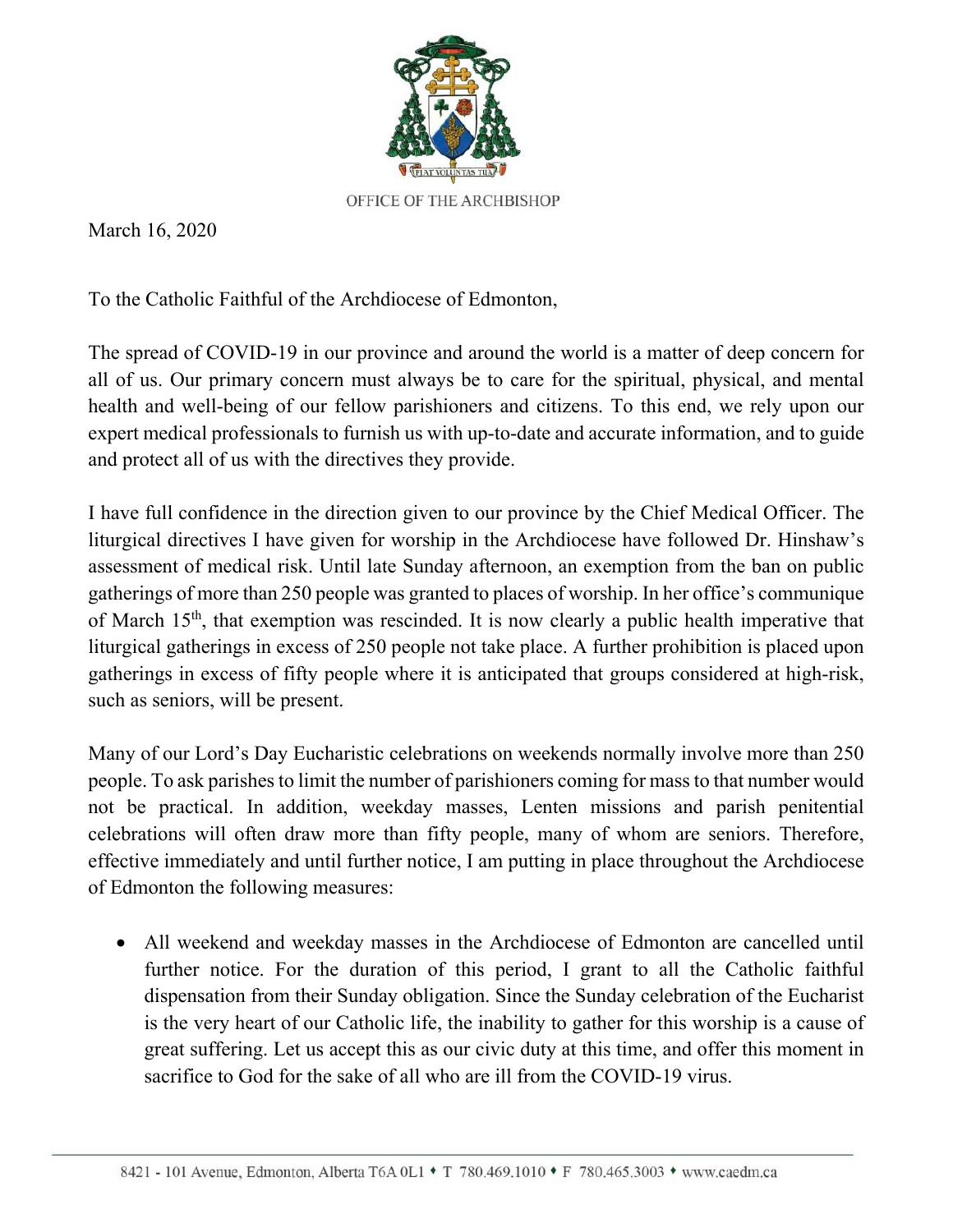OFFICE OF THE ARCHBISHOP

March 16, 2020

To the Catholic Faithful of the Archdiocese of Edmonton,

The spread of COVID-19 in our province and around the world is a matter of deep concern for all of us. Our primary concern must always be to care for the spiritual, physical, and mental health and well-being of our fellow parishioners and citizens. To this end, we rely upon our expert medical professionals to furnish us with up-to-date and accurate information, and to guide and protect all of us with the directives they provide.

I have full confidence in the direction given to our province by the Chief Medical Officer. The liturgical directives I have given for worship in the Archdiocese have followed Dr. Hinshaw's assessment of medical risk. Until late Sunday afternoon, an exemption from the ban on public gatherings of more than 250 people was granted to places of worship. In her office's communique of March 15th, that exemption was rescinded. It is now clearly a public health imperative that liturgical gatherings in excess of 250 people not take place. A further prohibition is placed upon gatherings in excess of fifty people where it is anticipated that groups considered at high-risk, such as seniors, will be present.

Many of our Lord's Day Eucharistic celebrations on weekends normally involve more than 250 people. To ask parishes to limit the number of parishioners coming for mass to that number would not be practical. In addition, weekday masses, Lenten missions and parish penitential celebrations will often draw more than fifty people, many of whom are seniors. Therefore, effective immediately and until further notice, I am putting in place throughout the Archdiocese of Edmonton the following measures:

- All weekend and weekday masses in the Archdiocese of Edmonton are cancelled until further notice. For the duration of this period, I grant to all the Catholic faithful dispensation from their Sunday obligation. Since the Sunday celebration of the Eucharist is the very heart of our Catholic life, the inability to gather for this worship is a cause of great suffering. Let us accept this as our civic duty at this time, and offer this moment in sacrifice to God for the sake of all who are ill from the COVID-19 virus.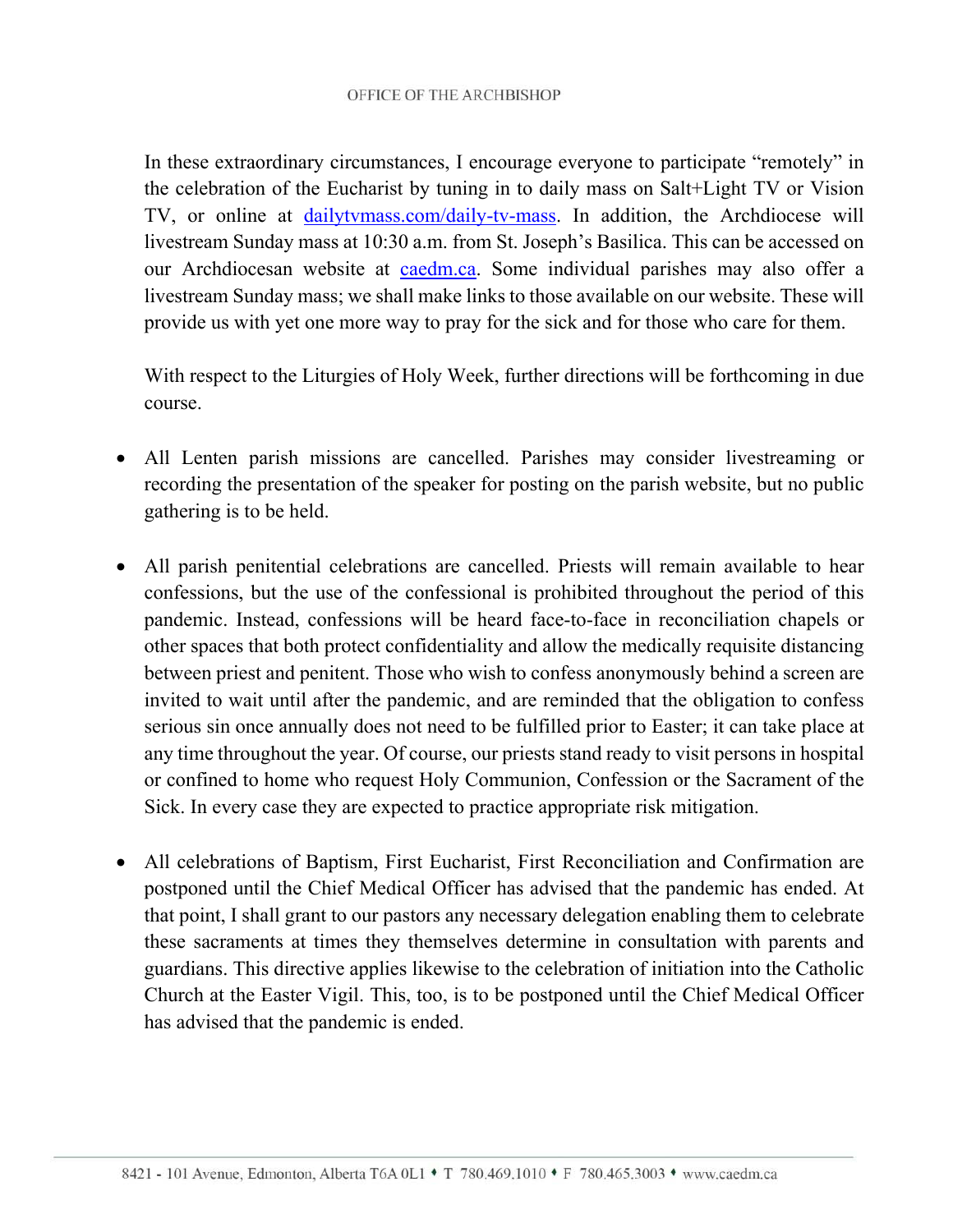In these extraordinary circumstances, I encourage everyone to participate "remotely" in the celebration of the Eucharist by tuning in to daily mass on Salt+Light TV or Vision TV, or online at [dailytvmass.com/daily-tv-mass](dailytvmass.com/daily-tv-mass). In addition, the Archdiocese will livestream Sunday mass at 10:30 a.m. from St. Joseph's Basilica. This can be accessed on our Archdiocesan website at [caedm.ca](caedm.ca). Some individual parishes may also offer a livestream Sunday mass; we shall make links to those available on our website. These will provide us with yet one more way to pray for the sick and for those who care for them.

With respect to the Liturgies of Holy Week, further directions will be forthcoming in due course.

- All Lenten parish missions are cancelled. Parishes may consider livestreaming or recording the presentation of the speaker for posting on the parish website, but no public gathering is to be held.

- All parish penitential celebrations are cancelled. Priests will remain available to hear confessions, but the use of the confessional is prohibited throughout the period of this pandemic. Instead, confessions will be heard face-to-face in reconciliation chapels or other spaces that both protect confidentiality and allow the medically requisite distancing between priest and penitent. Those who wish to confess anonymously behind a screen are invited to wait until after the pandemic, and are reminded that the obligation to confess serious sin once annually does not need to be fulfilled prior to Easter; it can take place at any time throughout the year. Of course, our priests stand ready to visit persons in hospital or confined to home who request Holy Communion, Confession or the Sacrament of the Sick. In every case they are expected to practice appropriate risk mitigation.

- All celebrations of Baptism, First Eucharist, First Reconciliation and Confirmation are postponed until the Chief Medical Officer has advised that the pandemic has ended. At that point, I shall grant to our pastors any necessary delegation enabling them to celebrate these sacraments at times they themselves determine in consultation with parents and guardians. This directive applies likewise to the celebration of initiation into the Catholic Church at the Easter Vigil. This, too, is to be postponed until the Chief Medical Officer has advised that the pandemic is ended.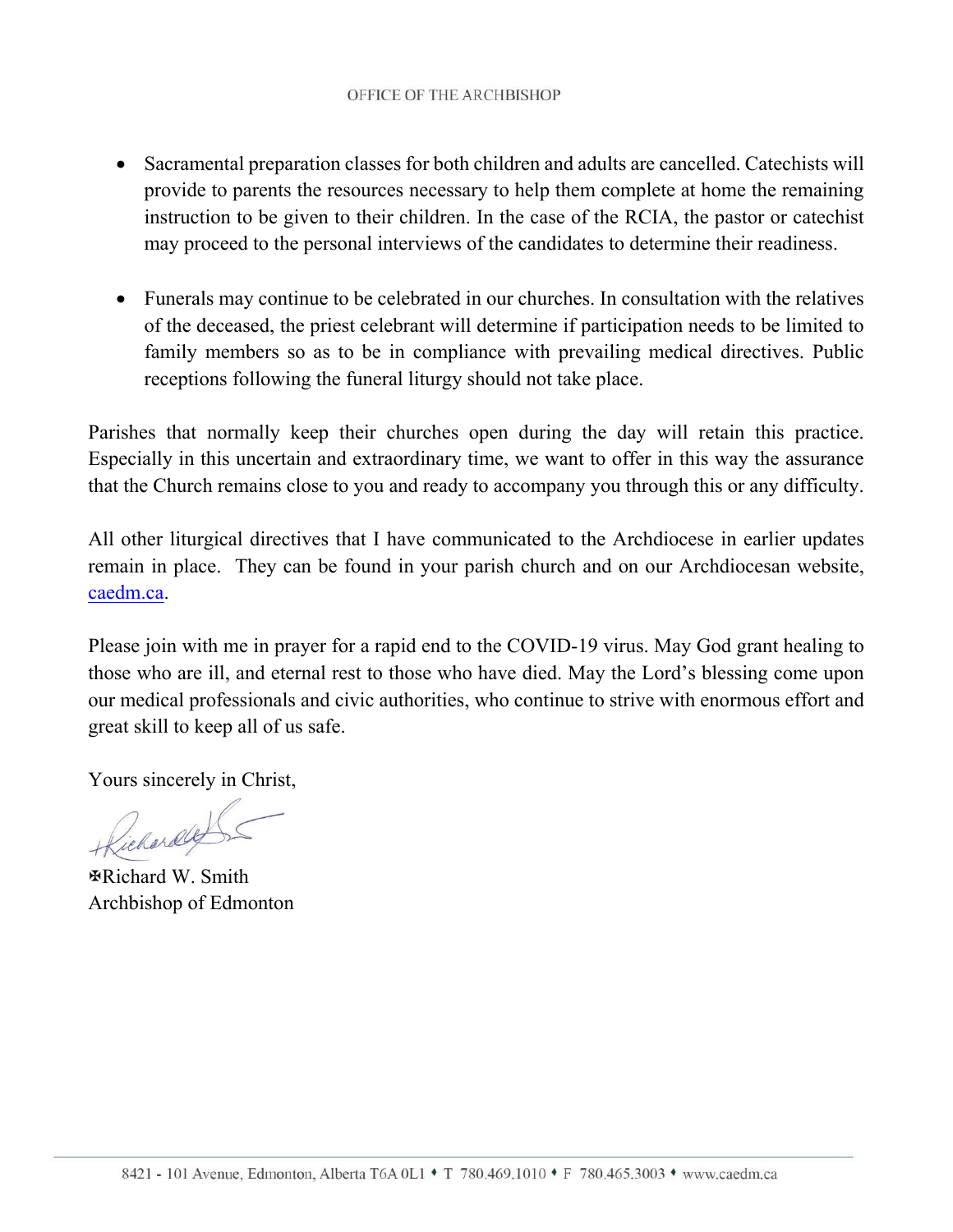- Sacramental preparation classes for both children and adults are cancelled. Catechists will provide to parents the resources necessary to help them complete at home the remaining instruction to be given to their children. In the case of the RCIA, the pastor or catechist may proceed to the personal interviews of the candidates to determine their readiness.

- Funerals may continue to be celebrated in our churches. In consultation with the relatives of the deceased, the priest celebrant will determine if participation needs to be limited to family members so as to be in compliance with prevailing medical directives. Public receptions following the funeral liturgy should not take place.

Parishes that normally keep their churches open during the day will retain this practice. Especially in this uncertain and extraordinary time, we want to offer in this way the assurance that the Church remains close to you and ready to accompany you through this or any difficulty.

All other liturgical directives that I have communicated to the Archdiocese in earlier updates remain in place. They can be found in your parish church and on our Archdiocesan website, caedm.ca.

Please join with me in prayer for a rapid end to the COVID-19 virus. May God grant healing to those who are ill, and eternal rest to those who have died. May the Lord's blessing come upon our medical professionals and civic authorities, who continue to strive with enormous effort and great skill to keep all of us safe.

Yours sincerely in Christ,

✠Richard W. Smith
Archbishop of Edmonton